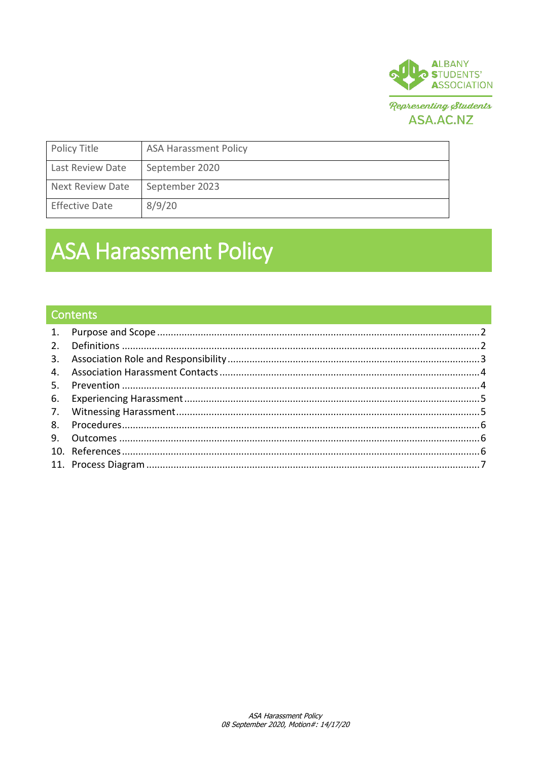ALBANY STUDENTS' ASSOCIATION

*Representing Students*

ASA.AC.NZ

| Policy Title | ASA Harassment Policy |
| --- | --- |
| Last Review Date | September 2020 |
| Next Review Date | September 2023 |
| Effective Date | 8/9/20 |

# ASA Harassment Policy

## Contents

1. Purpose and Scope ........ 2
2. Definitions ........ 2
3. Association Role and Responsibility ........ 3
4. Association Harassment Contacts ........ 4
5. Prevention ........ 4
6. Experiencing Harassment ........ 5
7. Witnessing Harassment ........ 5
8. Procedures ........ 6
9. Outcomes ........ 6
10. References ........ 6
11. Process Diagram ........ 7

*ASA Harassment Policy*
*08 September 2020, Motion#: 14/17/20*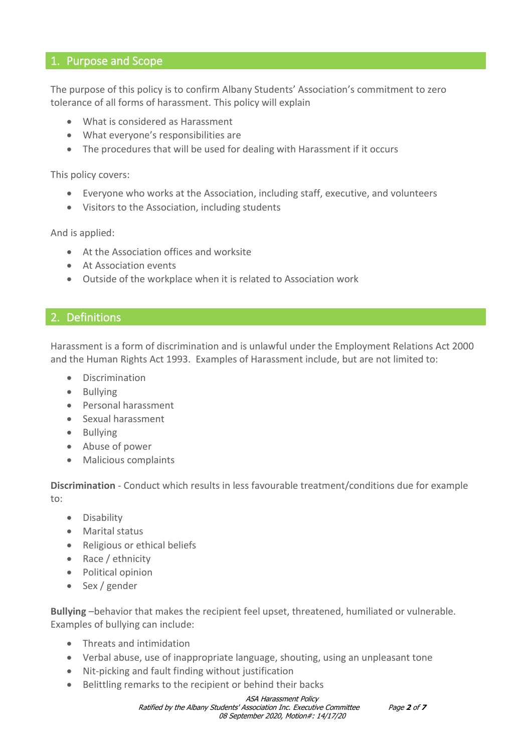## 1. Purpose and Scope

The purpose of this policy is to confirm Albany Students' Association's commitment to zero tolerance of all forms of harassment. This policy will explain

- What is considered as Harassment
- What everyone's responsibilities are
- The procedures that will be used for dealing with Harassment if it occurs

This policy covers:

- Everyone who works at the Association, including staff, executive, and volunteers
- Visitors to the Association, including students

And is applied:

- At the Association offices and worksite
- At Association events
- Outside of the workplace when it is related to Association work

## 2. Definitions

Harassment is a form of discrimination and is unlawful under the Employment Relations Act 2000 and the Human Rights Act 1993. Examples of Harassment include, but are not limited to:

- Discrimination
- Bullying
- Personal harassment
- Sexual harassment
- Bullying
- Abuse of power
- Malicious complaints

**Discrimination** - Conduct which results in less favourable treatment/conditions due for example to:

- Disability
- Marital status
- Religious or ethical beliefs
- Race / ethnicity
- Political opinion
- Sex / gender

**Bullying** –behavior that makes the recipient feel upset, threatened, humiliated or vulnerable. Examples of bullying can include:

- Threats and intimidation
- Verbal abuse, use of inappropriate language, shouting, using an unpleasant tone
- Nit-picking and fault finding without justification
- Belittling remarks to the recipient or behind their backs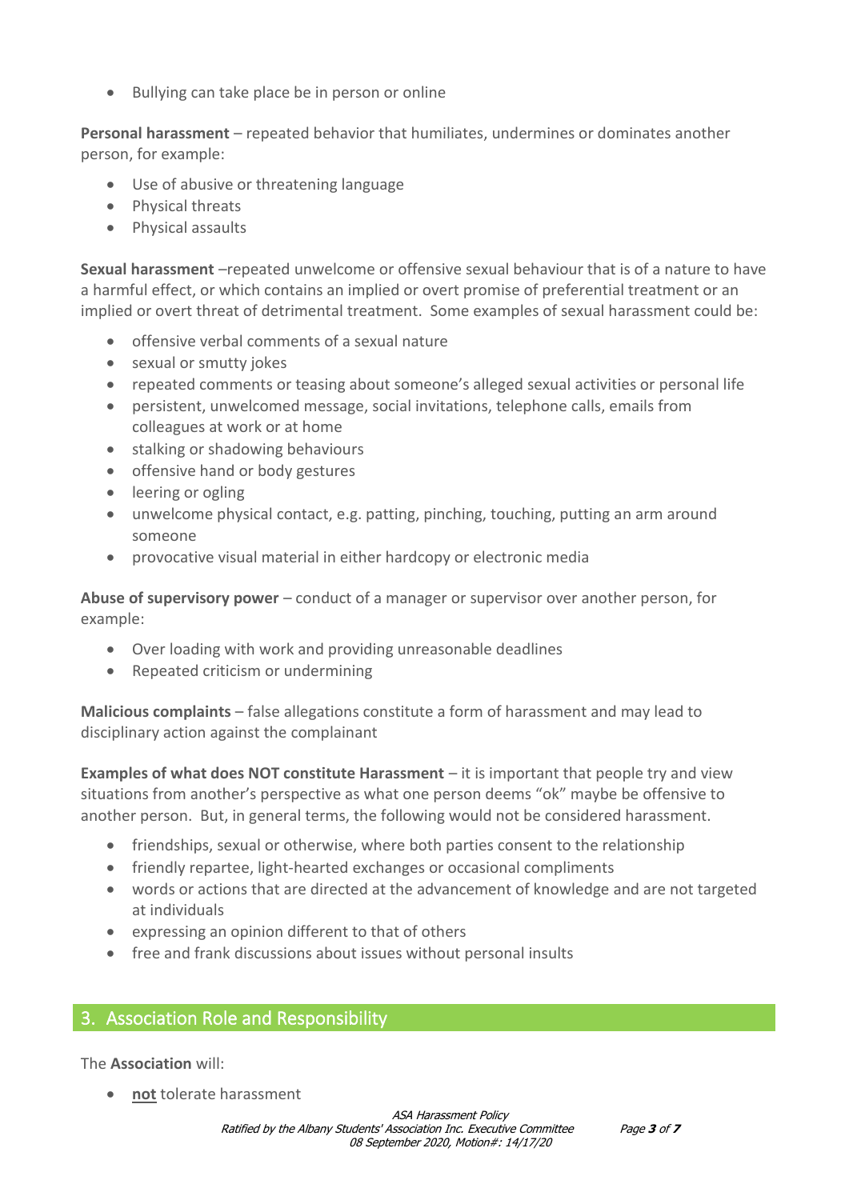- Bullying can take place be in person or online

**Personal harassment** – repeated behavior that humiliates, undermines or dominates another person, for example:

- Use of abusive or threatening language
- Physical threats
- Physical assaults

**Sexual harassment** –repeated unwelcome or offensive sexual behaviour that is of a nature to have a harmful effect, or which contains an implied or overt promise of preferential treatment or an implied or overt threat of detrimental treatment. Some examples of sexual harassment could be:

- offensive verbal comments of a sexual nature
- sexual or smutty jokes
- repeated comments or teasing about someone's alleged sexual activities or personal life
- persistent, unwelcomed message, social invitations, telephone calls, emails from colleagues at work or at home
- stalking or shadowing behaviours
- offensive hand or body gestures
- leering or ogling
- unwelcome physical contact, e.g. patting, pinching, touching, putting an arm around someone
- provocative visual material in either hardcopy or electronic media

**Abuse of supervisory power** – conduct of a manager or supervisor over another person, for example:

- Over loading with work and providing unreasonable deadlines
- Repeated criticism or undermining

**Malicious complaints** – false allegations constitute a form of harassment and may lead to disciplinary action against the complainant

**Examples of what does NOT constitute Harassment** – it is important that people try and view situations from another's perspective as what one person deems "ok" maybe be offensive to another person. But, in general terms, the following would not be considered harassment.

- friendships, sexual or otherwise, where both parties consent to the relationship
- friendly repartee, light-hearted exchanges or occasional compliments
- words or actions that are directed at the advancement of knowledge and are not targeted at individuals
- expressing an opinion different to that of others
- free and frank discussions about issues without personal insults

## 3. Association Role and Responsibility

The **Association** will:

- **not** tolerate harassment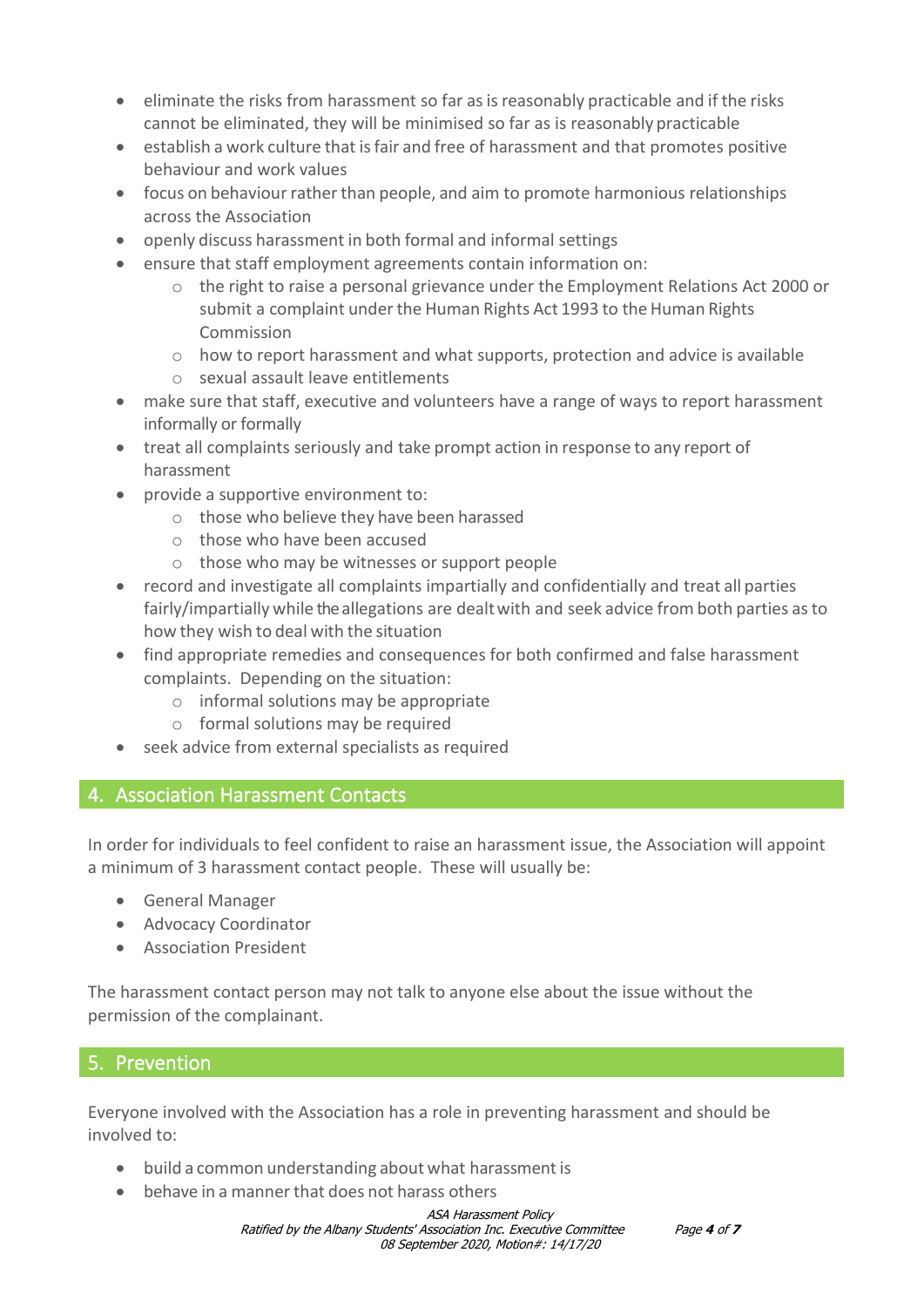- eliminate the risks from harassment so far as is reasonably practicable and if the risks cannot be eliminated, they will be minimised so far as is reasonably practicable
- establish a work culture that is fair and free of harassment and that promotes positive behaviour and work values
- focus on behaviour rather than people, and aim to promote harmonious relationships across the Association
- openly discuss harassment in both formal and informal settings
- ensure that staff employment agreements contain information on:
  - the right to raise a personal grievance under the Employment Relations Act 2000 or submit a complaint under the Human Rights Act 1993 to the Human Rights Commission
  - how to report harassment and what supports, protection and advice is available
  - sexual assault leave entitlements
- make sure that staff, executive and volunteers have a range of ways to report harassment informally or formally
- treat all complaints seriously and take prompt action in response to any report of harassment
- provide a supportive environment to:
  - those who believe they have been harassed
  - those who have been accused
  - those who may be witnesses or support people
- record and investigate all complaints impartially and confidentially and treat all parties fairly/impartially while the allegations are dealt with and seek advice from both parties as to how they wish to deal with the situation
- find appropriate remedies and consequences for both confirmed and false harassment complaints. Depending on the situation:
  - informal solutions may be appropriate
  - formal solutions may be required
- seek advice from external specialists as required

## 4. Association Harassment Contacts

In order for individuals to feel confident to raise an harassment issue, the Association will appoint a minimum of 3 harassment contact people. These will usually be:

- General Manager
- Advocacy Coordinator
- Association President

The harassment contact person may not talk to anyone else about the issue without the permission of the complainant.

## 5. Prevention

Everyone involved with the Association has a role in preventing harassment and should be involved to:

- build a common understanding about what harassment is
- behave in a manner that does not harass others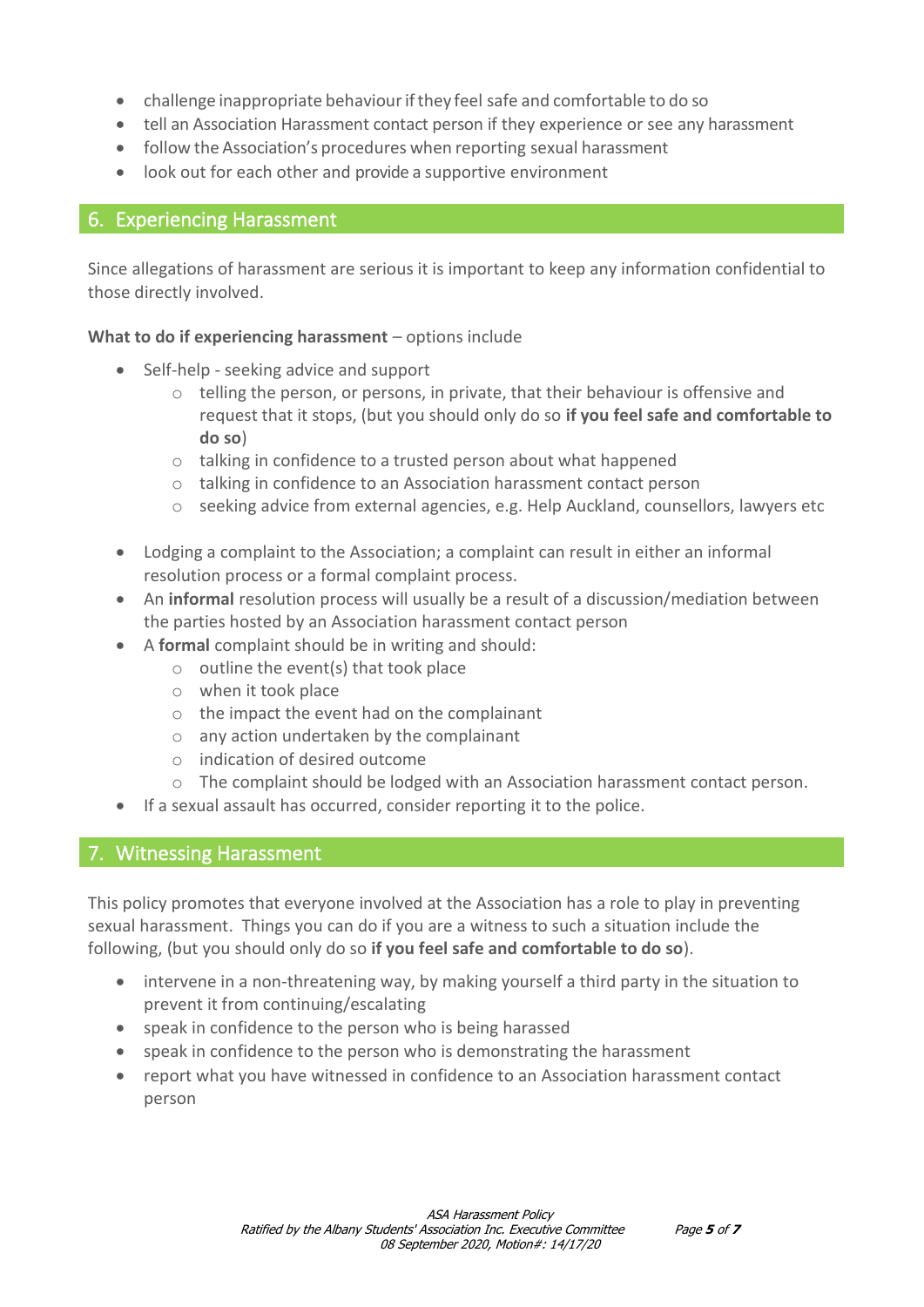- challenge inappropriate behaviour if they feel safe and comfortable to do so
- tell an Association Harassment contact person if they experience or see any harassment
- follow the Association's procedures when reporting sexual harassment
- look out for each other and provide a supportive environment

## 6. Experiencing Harassment

Since allegations of harassment are serious it is important to keep any information confidential to those directly involved.

**What to do if experiencing harassment** – options include

- Self-help - seeking advice and support
    - telling the person, or persons, in private, that their behaviour is offensive and request that it stops, (but you should only do so **if you feel safe and comfortable to do so**)
    - talking in confidence to a trusted person about what happened
    - talking in confidence to an Association harassment contact person
    - seeking advice from external agencies, e.g. Help Auckland, counsellors, lawyers etc

- Lodging a complaint to the Association; a complaint can result in either an informal resolution process or a formal complaint process.
- An **informal** resolution process will usually be a result of a discussion/mediation between the parties hosted by an Association harassment contact person
- A **formal** complaint should be in writing and should:
    - outline the event(s) that took place
    - when it took place
    - the impact the event had on the complainant
    - any action undertaken by the complainant
    - indication of desired outcome
    - The complaint should be lodged with an Association harassment contact person.
- If a sexual assault has occurred, consider reporting it to the police.

## 7. Witnessing Harassment

This policy promotes that everyone involved at the Association has a role to play in preventing sexual harassment. Things you can do if you are a witness to such a situation include the following, (but you should only do so **if you feel safe and comfortable to do so**).

- intervene in a non-threatening way, by making yourself a third party in the situation to prevent it from continuing/escalating
- speak in confidence to the person who is being harassed
- speak in confidence to the person who is demonstrating the harassment
- report what you have witnessed in confidence to an Association harassment contact person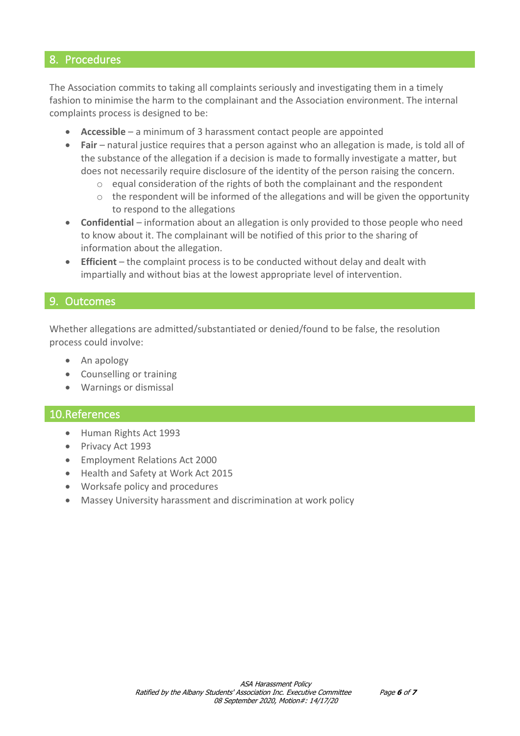## 8. Procedures

The Association commits to taking all complaints seriously and investigating them in a timely fashion to minimise the harm to the complainant and the Association environment. The internal complaints process is designed to be:

- **Accessible** – a minimum of 3 harassment contact people are appointed
- **Fair** – natural justice requires that a person against who an allegation is made, is told all of the substance of the allegation if a decision is made to formally investigate a matter, but does not necessarily require disclosure of the identity of the person raising the concern.
    - equal consideration of the rights of both the complainant and the respondent
    - the respondent will be informed of the allegations and will be given the opportunity to respond to the allegations
- **Confidential** – information about an allegation is only provided to those people who need to know about it. The complainant will be notified of this prior to the sharing of information about the allegation.
- **Efficient** – the complaint process is to be conducted without delay and dealt with impartially and without bias at the lowest appropriate level of intervention.

## 9. Outcomes

Whether allegations are admitted/substantiated or denied/found to be false, the resolution process could involve:

- An apology
- Counselling or training
- Warnings or dismissal

## 10. References

- Human Rights Act 1993
- Privacy Act 1993
- Employment Relations Act 2000
- Health and Safety at Work Act 2015
- Worksafe policy and procedures
- Massey University harassment and discrimination at work policy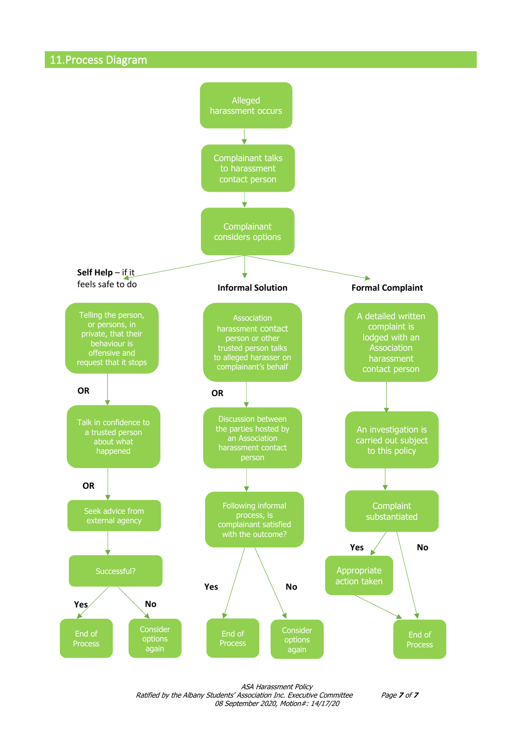## 11. Process Diagram

Alleged harassment occurs

Complainant talks to harassment contact person

Complainant considers options

**Self Help** – if it feels safe to do

**Informal Solution**

**Formal Complaint**

Telling the person, or persons, in private, that their behaviour is offensive and request that it stops

OR

Talk in confidence to a trusted person about what happened

OR

Seek advice from external agency

Successful?

Yes

No

End of Process

Consider options again

Association harassment contact person or other trusted person talks to alleged harasser on complainant's behalf

OR

Discussion between the parties hosted by an Association harassment contact person

Following informal process, is complainant satisfied with the outcome?

Yes

No

End of Process

Consider options again

A detailed written complaint is lodged with an Association harassment contact person

An investigation is carried out subject to this policy

Complaint substantiated

Yes

No

Appropriate action taken

End of Process

*ASA Harassment Policy*
*Ratified by the Albany Students' Association Inc. Executive Committee*
*08 September 2020, Motion#: 14/17/20*